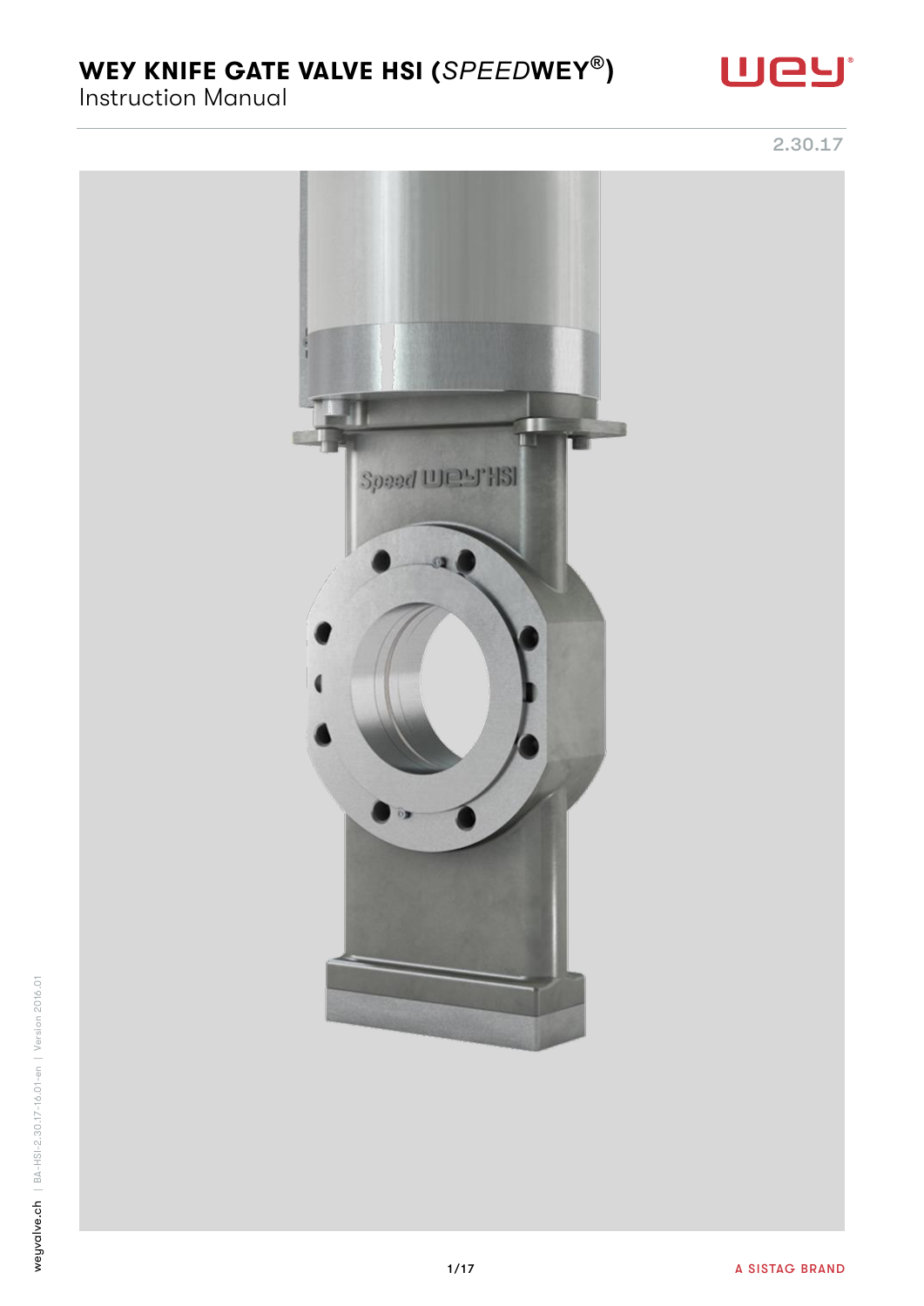# WEY KNIFE GATE VALVE HSI (*SPEED*WEY®)

Instruction Manual

2.30.17

weyvalve.ch | BA-HSI-2.30.17-16.01-en | Version 2016.01

A SISTAG BRAND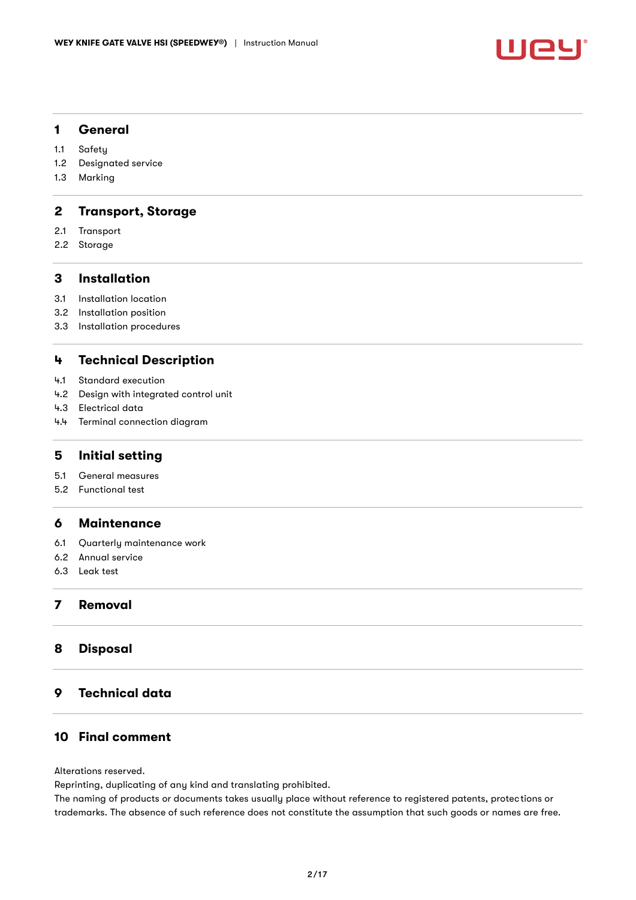# 1 General

1.1 Safety
1.2 Designated service
1.3 Marking

# 2 Transport, Storage

2.1 Transport
2.2 Storage

# 3 Installation

3.1 Installation location
3.2 Installation position
3.3 Installation procedures

# 4 Technical Description

4.1 Standard execution
4.2 Design with integrated control unit
4.3 Electrical data
4.4 Terminal connection diagram

# 5 Initial setting

5.1 General measures
5.2 Functional test

# 6 Maintenance

6.1 Quarterly maintenance work
6.2 Annual service
6.3 Leak test

# 7 Removal

# 8 Disposal

# 9 Technical data

# 10 Final comment

Alterations reserved.
Reprinting, duplicating of any kind and translating prohibited.
The naming of products or documents takes usually place without reference to registered patents, protections or trademarks. The absence of such reference does not constitute the assumption that such goods or names are free.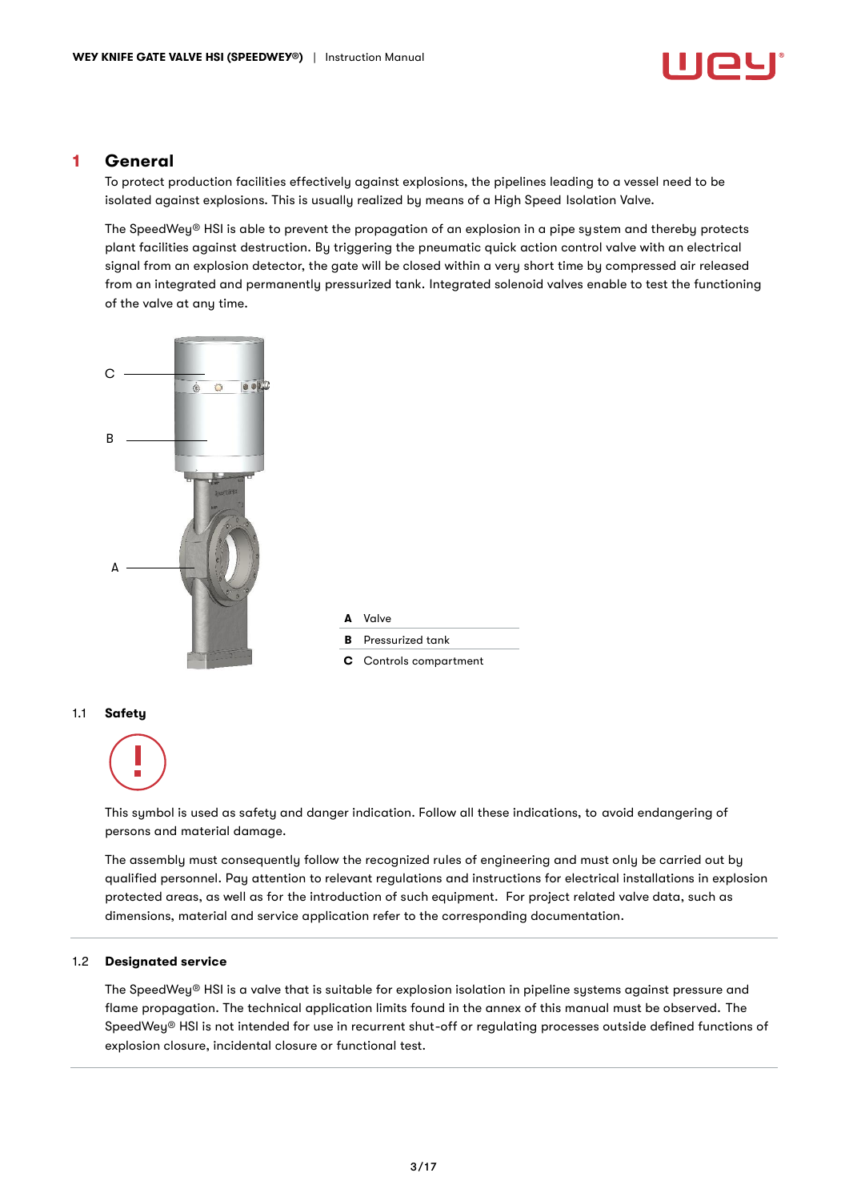# 1 General

To protect production facilities effectively against explosions, the pipelines leading to a vessel need to be isolated against explosions. This is usually realized by means of a High Speed Isolation Valve.

The SpeedWey® HSI is able to prevent the propagation of an explosion in a pipe system and thereby protects plant facilities against destruction. By triggering the pneumatic quick action control valve with an electrical signal from an explosion detector, the gate will be closed within a very short time by compressed air released from an integrated and permanently pressurized tank. Integrated solenoid valves enable to test the functioning of the valve at any time.

C

B

A

| | |
|---|---|
| **A** | Valve |
| **B** | Pressurized tank |
| **C** | Controls compartment |

## 1.1 Safety

This symbol is used as safety and danger indication. Follow all these indications, to avoid endangering of persons and material damage.

The assembly must consequently follow the recognized rules of engineering and must only be carried out by qualified personnel. Pay attention to relevant regulations and instructions for electrical installations in explosion protected areas, as well as for the introduction of such equipment. For project related valve data, such as dimensions, material and service application refer to the corresponding documentation.

## 1.2 Designated service

The SpeedWey® HSI is a valve that is suitable for explosion isolation in pipeline systems against pressure and flame propagation. The technical application limits found in the annex of this manual must be observed. The SpeedWey® HSI is not intended for use in recurrent shut-off or regulating processes outside defined functions of explosion closure, incidental closure or functional test.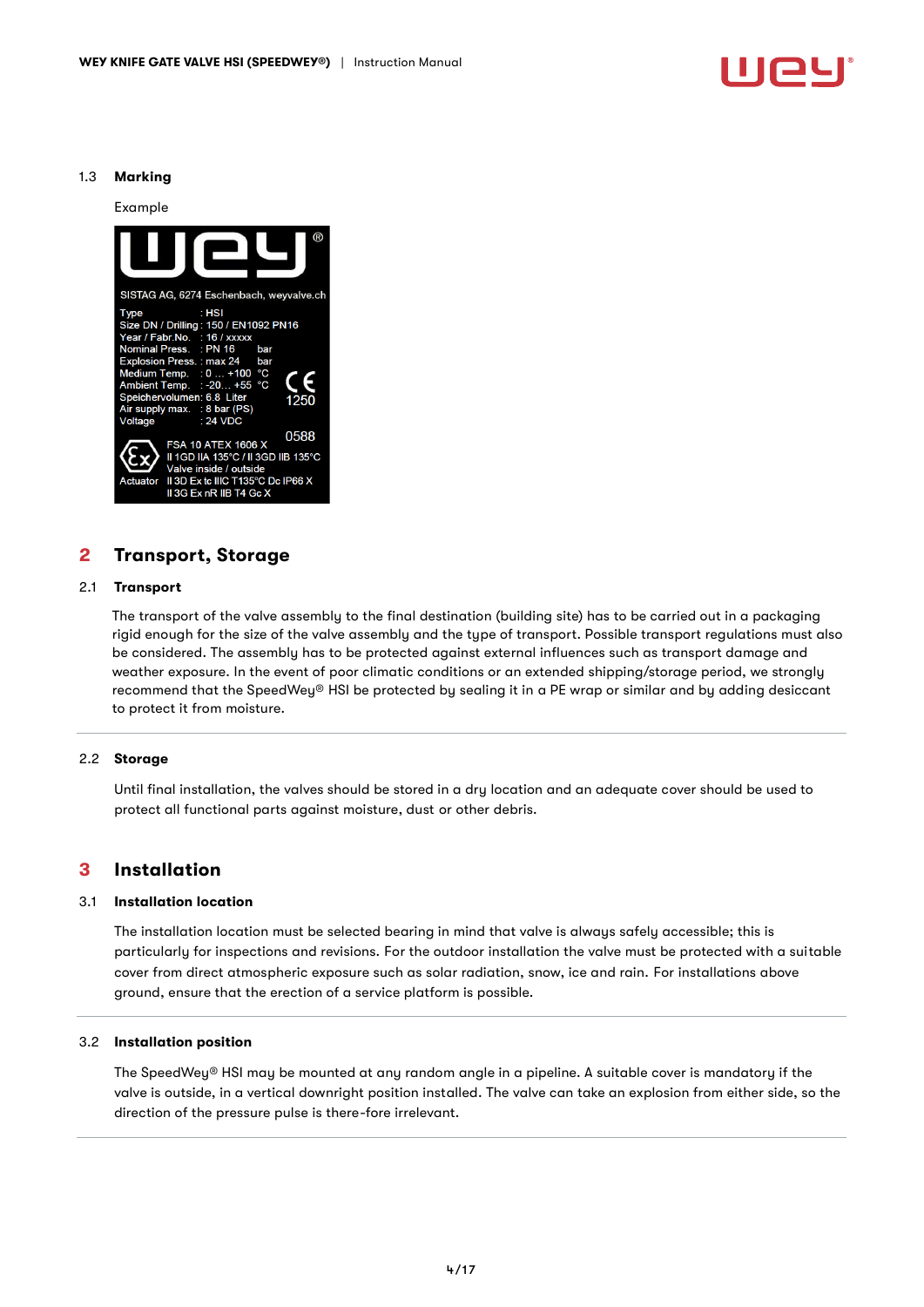### 1.3 Marking

Example

SISTAG AG, 6274 Eschenbach, weyvalve.ch

Type : HSI
Size DN / Drilling : 150 / EN1092 PN16
Year / Fabr.No. : 16 / xxxxx
Nominal Press. : PN 16 bar
Explosion Press. : max 24 bar
Medium Temp. : 0 ... +100 °C
Ambient Temp. : -20... +55 °C
Speichervolumen: 6.8 Liter
Air supply max. : 8 bar (PS)
Voltage : 24 VDC

CE 1250

0588

FSA 10 ATEX 1606 X
II 1GD IIA 135°C / II 3GD IIB 135°C
Valve inside / outside
Actuator II 3D Ex tc IIIC T135°C Dc IP66 X
II 3G Ex nR IIB T4 Gc X

## 2 Transport, Storage

### 2.1 Transport

The transport of the valve assembly to the final destination (building site) has to be carried out in a packaging rigid enough for the size of the valve assembly and the type of transport. Possible transport regulations must also be considered. The assembly has to be protected against external influences such as transport damage and weather exposure. In the event of poor climatic conditions or an extended shipping/storage period, we strongly recommend that the SpeedWey® HSI be protected by sealing it in a PE wrap or similar and by adding desiccant to protect it from moisture.

### 2.2 Storage

Until final installation, the valves should be stored in a dry location and an adequate cover should be used to protect all functional parts against moisture, dust or other debris.

## 3 Installation

### 3.1 Installation location

The installation location must be selected bearing in mind that valve is always safely accessible; this is particularly for inspections and revisions. For the outdoor installation the valve must be protected with a suitable cover from direct atmospheric exposure such as solar radiation, snow, ice and rain. For installations above ground, ensure that the erection of a service platform is possible.

### 3.2 Installation position

The SpeedWey® HSI may be mounted at any random angle in a pipeline. A suitable cover is mandatory if the valve is outside, in a vertical downright position installed. The valve can take an explosion from either side, so the direction of the pressure pulse is there-fore irrelevant.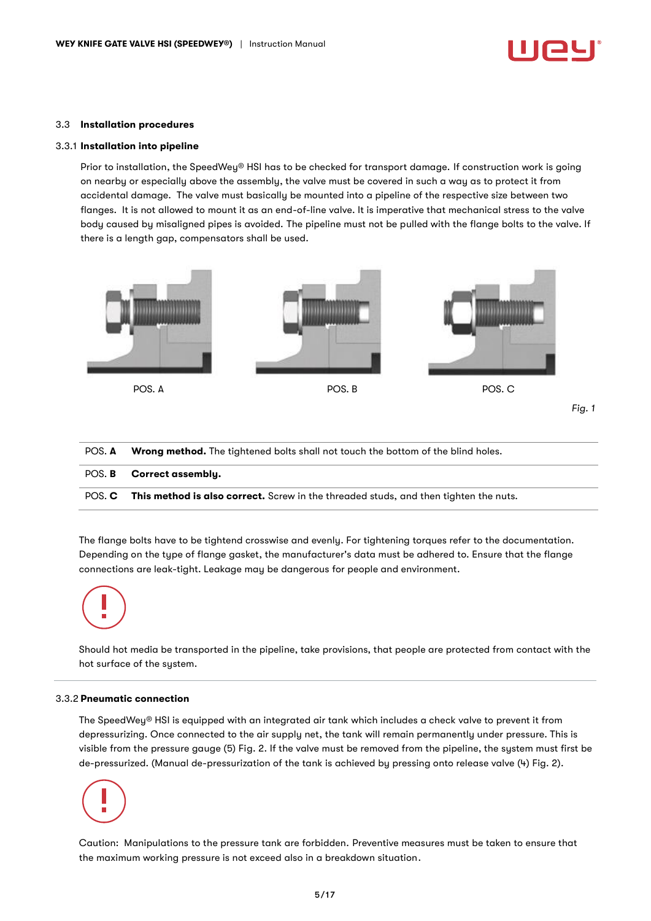### 3.3 Installation procedures

#### 3.3.1 Installation into pipeline

Prior to installation, the SpeedWey® HSI has to be checked for transport damage. If construction work is going on nearby or especially above the assembly, the valve must be covered in such a way as to protect it from accidental damage. The valve must basically be mounted into a pipeline of the respective size between two flanges. It is not allowed to mount it as an end-of-line valve. It is imperative that mechanical stress to the valve body caused by misaligned pipes is avoided. The pipeline must not be pulled with the flange bolts to the valve. If there is a length gap, compensators shall be used.

POS. A POS. B POS. C

*Fig. 1*

| | |
|---|---|
| POS. **A** | **Wrong method.** The tightened bolts shall not touch the bottom of the blind holes. |
| POS. **B** | **Correct assembly.** |
| POS. **C** | **This method is also correct.** Screw in the threaded studs, and then tighten the nuts. |

The flange bolts have to be tightend crosswise and evenly. For tightening torques refer to the documentation. Depending on the type of flange gasket, the manufacturer's data must be adhered to. Ensure that the flange connections are leak-tight. Leakage may be dangerous for people and environment.

Should hot media be transported in the pipeline, take provisions, that people are protected from contact with the hot surface of the system.

#### 3.3.2 Pneumatic connection

The SpeedWey® HSI is equipped with an integrated air tank which includes a check valve to prevent it from depressurizing. Once connected to the air supply net, the tank will remain permanently under pressure. This is visible from the pressure gauge (5) Fig. 2. If the valve must be removed from the pipeline, the system must first be de-pressurized. (Manual de-pressurization of the tank is achieved by pressing onto release valve (4) Fig. 2).

Caution: Manipulations to the pressure tank are forbidden. Preventive measures must be taken to ensure that the maximum working pressure is not exceed also in a breakdown situation.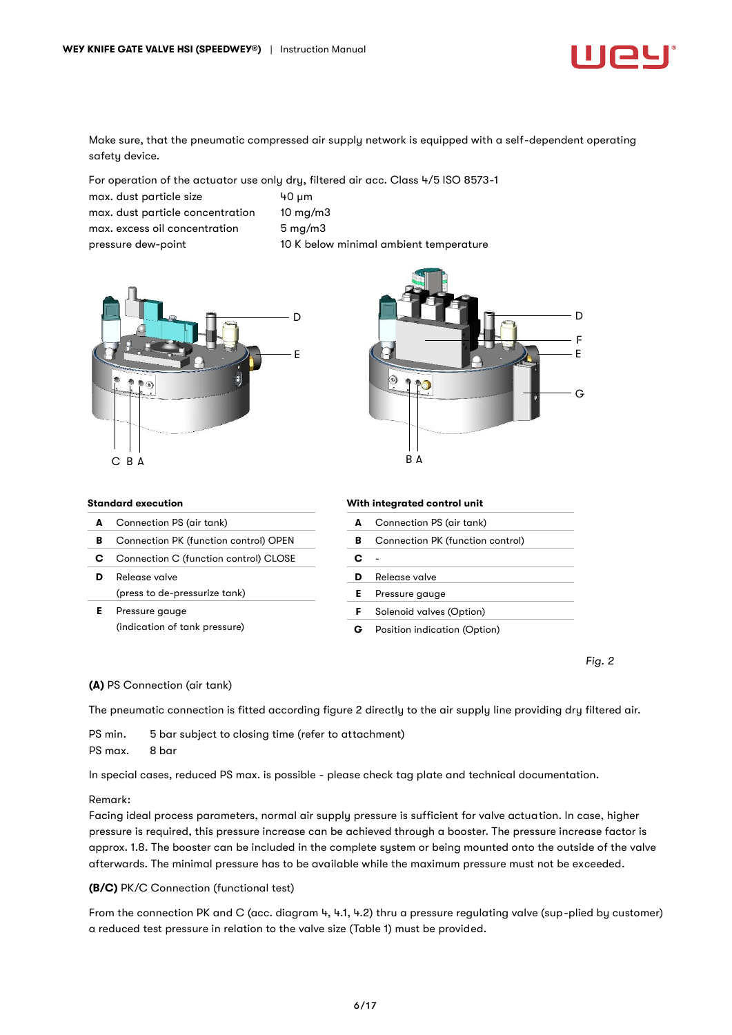Make sure, that the pneumatic compressed air supply network is equipped with a self-dependent operating safety device.

For operation of the actuator use only dry, filtered air acc. Class 4/5 ISO 8573-1

| | |
|---|---|
| max. dust particle size | 40 µm |
| max. dust particle concentration | 10 mg/m3 |
| max. excess oil concentration | 5 mg/m3 |
| pressure dew-point | 10 K below minimal ambient temperature |

**Standard execution**

| | |
|---|---|
| **A** | Connection PS (air tank) |
| **B** | Connection PK (function control) OPEN |
| **C** | Connection C (function control) CLOSE |
| **D** | Release valve (press to de-pressurize tank) |
| **E** | Pressure gauge (indication of tank pressure) |

**With integrated control unit**

| | |
|---|---|
| **A** | Connection PS (air tank) |
| **B** | Connection PK (function control) |
| **C** | - |
| **D** | Release valve |
| **E** | Pressure gauge |
| **F** | Solenoid valves (Option) |
| **G** | Position indication (Option) |

*Fig. 2*

**(A)** PS Connection (air tank)

The pneumatic connection is fitted according figure 2 directly to the air supply line providing dry filtered air.

PS min. 5 bar subject to closing time (refer to attachment)
PS max. 8 bar

In special cases, reduced PS max. is possible - please check tag plate and technical documentation.

Remark:
Facing ideal process parameters, normal air supply pressure is sufficient for valve actuation. In case, higher pressure is required, this pressure increase can be achieved through a booster. The pressure increase factor is approx. 1.8. The booster can be included in the complete system or being mounted onto the outside of the valve afterwards. The minimal pressure has to be available while the maximum pressure must not be exceeded.

**(B/C)** PK/C Connection (functional test)

From the connection PK and C (acc. diagram 4, 4.1, 4.2) thru a pressure regulating valve (sup-plied by customer) a reduced test pressure in relation to the valve size (Table 1) must be provided.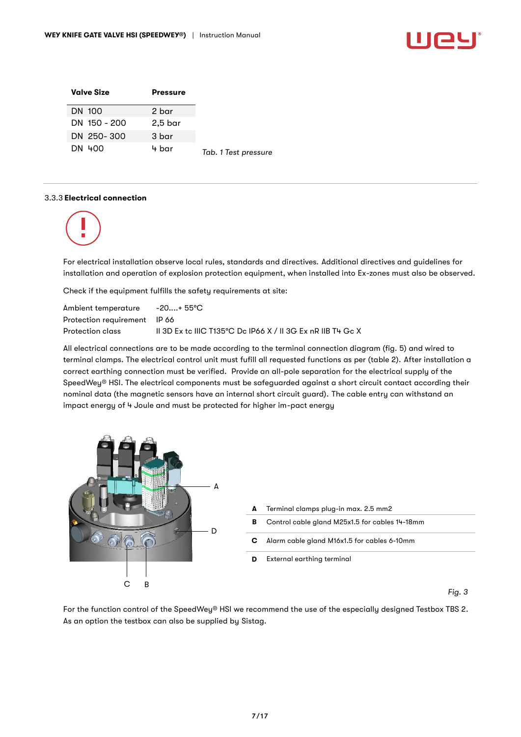| Valve Size | Pressure |
| --- | --- |
| DN 100 | 2 bar |
| DN 150 - 200 | 2,5 bar |
| DN 250- 300 | 3 bar |
| DN 400 | 4 bar |

*Tab. 1 Test pressure*

### 3.3.3 **Electrical connection**

For electrical installation observe local rules, standards and directives. Additional directives and guidelines for installation and operation of explosion protection equipment, when installed into Ex-zones must also be observed.

Check if the equipment fulfills the safety requirements at site:

| | |
| --- | --- |
| Ambient temperature | -20....+ 55°C |
| Protection requirement | IP 66 |
| Protection class | II 3D Ex tc IIIC T135°C Dc IP66 X / II 3G Ex nR IIB T4 Gc X |

All electrical connections are to be made according to the terminal connection diagram (fig. 5) and wired to terminal clamps. The electrical control unit must fufill all requested functions as per (table 2). After installation a correct earthing connection must be verified. Provide an all-pole separation for the electrical supply of the SpeedWey® HSI. The electrical components must be safeguarded against a short circuit contact according their nominal data (the magnetic sensors have an internal short circuit guard). The cable entry can withstand an impact energy of 4 Joule and must be protected for higher im-pact energy

| | |
| --- | --- |
| **A** | Terminal clamps plug-in max. 2.5 mm2 |
| **B** | Control cable gland M25x1.5 for cables 14-18mm |
| **C** | Alarm cable gland M16x1.5 for cables 6-10mm |
| **D** | External earthing terminal |

*Fig. 3*

For the function control of the SpeedWey® HSI we recommend the use of the especially designed Testbox TBS 2. As an option the testbox can also be supplied by Sistag.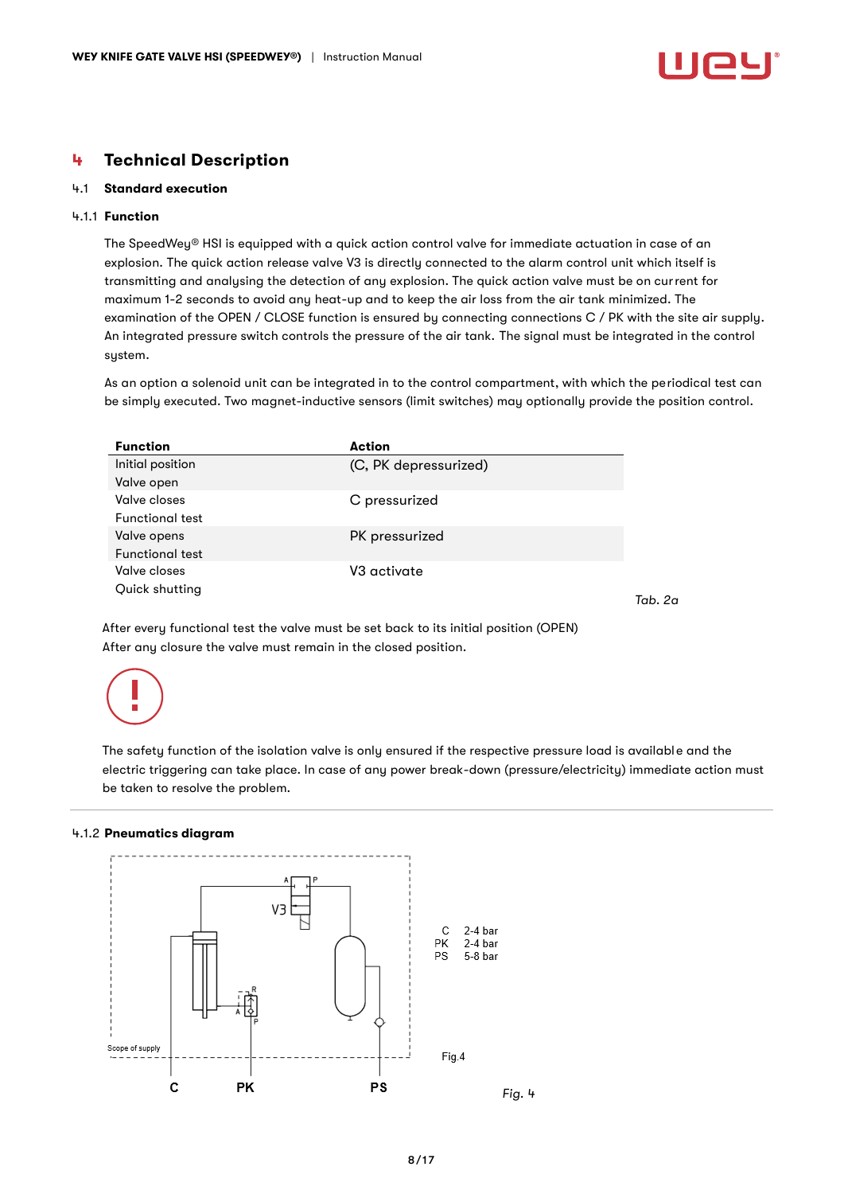# 4 Technical Description

## 4.1 Standard execution

### 4.1.1 Function

The SpeedWey® HSI is equipped with a quick action control valve for immediate actuation in case of an explosion. The quick action release valve V3 is directly connected to the alarm control unit which itself is transmitting and analysing the detection of any explosion. The quick action valve must be on current for maximum 1-2 seconds to avoid any heat-up and to keep the air loss from the air tank minimized. The examination of the OPEN / CLOSE function is ensured by connecting connections C / PK with the site air supply. An integrated pressure switch controls the pressure of the air tank. The signal must be integrated in the control system.

As an option a solenoid unit can be integrated in to the control compartment, with which the periodical test can be simply executed. Two magnet-inductive sensors (limit switches) may optionally provide the position control.

| Function | Action |
|---|---|
| Initial position<br>Valve open | (C, PK depressurized) |
| Valve closes<br>Functional test | C pressurized |
| Valve opens<br>Functional test | PK pressurized |
| Valve closes<br>Quick shutting | V3 activate |

*Tab. 2a*

After every functional test the valve must be set back to its initial position (OPEN)
After any closure the valve must remain in the closed position.

The safety function of the isolation valve is only ensured if the respective pressure load is available and the electric triggering can take place. In case of any power break-down (pressure/electricity) immediate action must be taken to resolve the problem.

### 4.1.2 Pneumatics diagram

V3

Scope of supply

C PK PS

C 2-4 bar
PK 2-4 bar
PS 5-8 bar

Fig.4

*Fig. 4*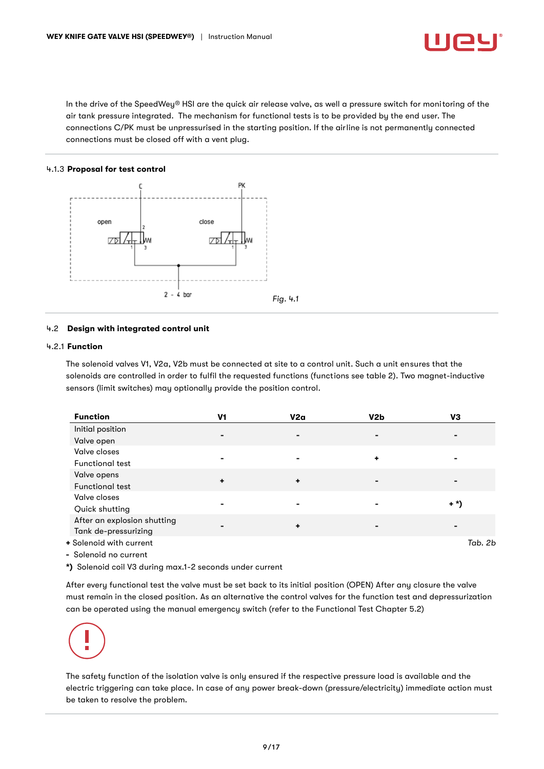In the drive of the SpeedWey® HSI are the quick air release valve, as well a pressure switch for monitoring of the air tank pressure integrated. The mechanism for functional tests is to be provided by the end user. The connections C/PK must be unpressurised in the starting position. If the airline is not permanently connected connections must be closed off with a vent plug.

### 4.1.3 **Proposal for test control**

C

PK

open

close

2 - 4 bar

*Fig. 4.1*

## 4.2 Design with integrated control unit

### 4.2.1 Function

The solenoid valves V1, V2a, V2b must be connected at site to a control unit. Such a unit ensures that the solenoids are controlled in order to fulfil the requested functions (functions see table 2). Two magnet-inductive sensors (limit switches) may optionally provide the position control.

| Function | V1 | V2a | V2b | V3 |
|---|---|---|---|---|
| Initial position<br>Valve open | - | - | - | - |
| Valve closes<br>Functional test | - | - | + | - |
| Valve opens<br>Functional test | + | + | - | - |
| Valve closes<br>Quick shutting | - | - | - | + *) |
| After an explosion shutting<br>Tank de-pressurizing | - | + | - | - |

**+** Solenoid with current

**-** Solenoid no current

**\*)** Solenoid coil V3 during max.1-2 seconds under current

*Tab. 2b*

After every functional test the valve must be set back to its initial position (OPEN) After any closure the valve must remain in the closed position. As an alternative the control valves for the function test and depressurization can be operated using the manual emergency switch (refer to the Functional Test Chapter 5.2)

**!**

The safety function of the isolation valve is only ensured if the respective pressure load is available and the electric triggering can take place. In case of any power break-down (pressure/electricity) immediate action must be taken to resolve the problem.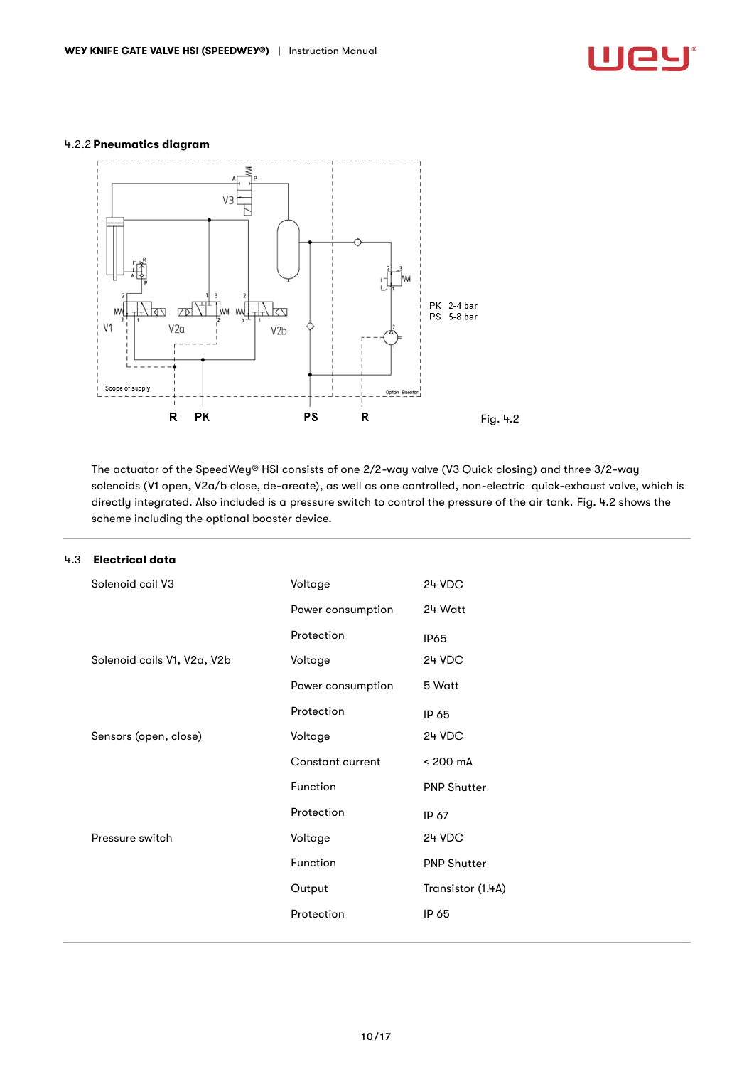### 4.2.2 Pneumatics diagram

PK 2-4 bar
PS 5-8 bar

Fig. 4.2

The actuator of the SpeedWey® HSI consists of one 2/2-way valve (V3 Quick closing) and three 3/2-way solenoids (V1 open, V2a/b close, de-areate), as well as one controlled, non-electric quick-exhaust valve, which is directly integrated. Also included is a pressure switch to control the pressure of the air tank. Fig. 4.2 shows the scheme including the optional booster device.

## 4.3 Electrical data

| | | |
|---|---|---|
| Solenoid coil V3 | Voltage | 24 VDC |
| | Power consumption | 24 Watt |
| | Protection | IP65 |
| Solenoid coils V1, V2a, V2b | Voltage | 24 VDC |
| | Power consumption | 5 Watt |
| | Protection | IP 65 |
| Sensors (open, close) | Voltage | 24 VDC |
| | Constant current | < 200 mA |
| | Function | PNP Shutter |
| | Protection | IP 67 |
| Pressure switch | Voltage | 24 VDC |
| | Function | PNP Shutter |
| | Output | Transistor (1.4A) |
| | Protection | IP 65 |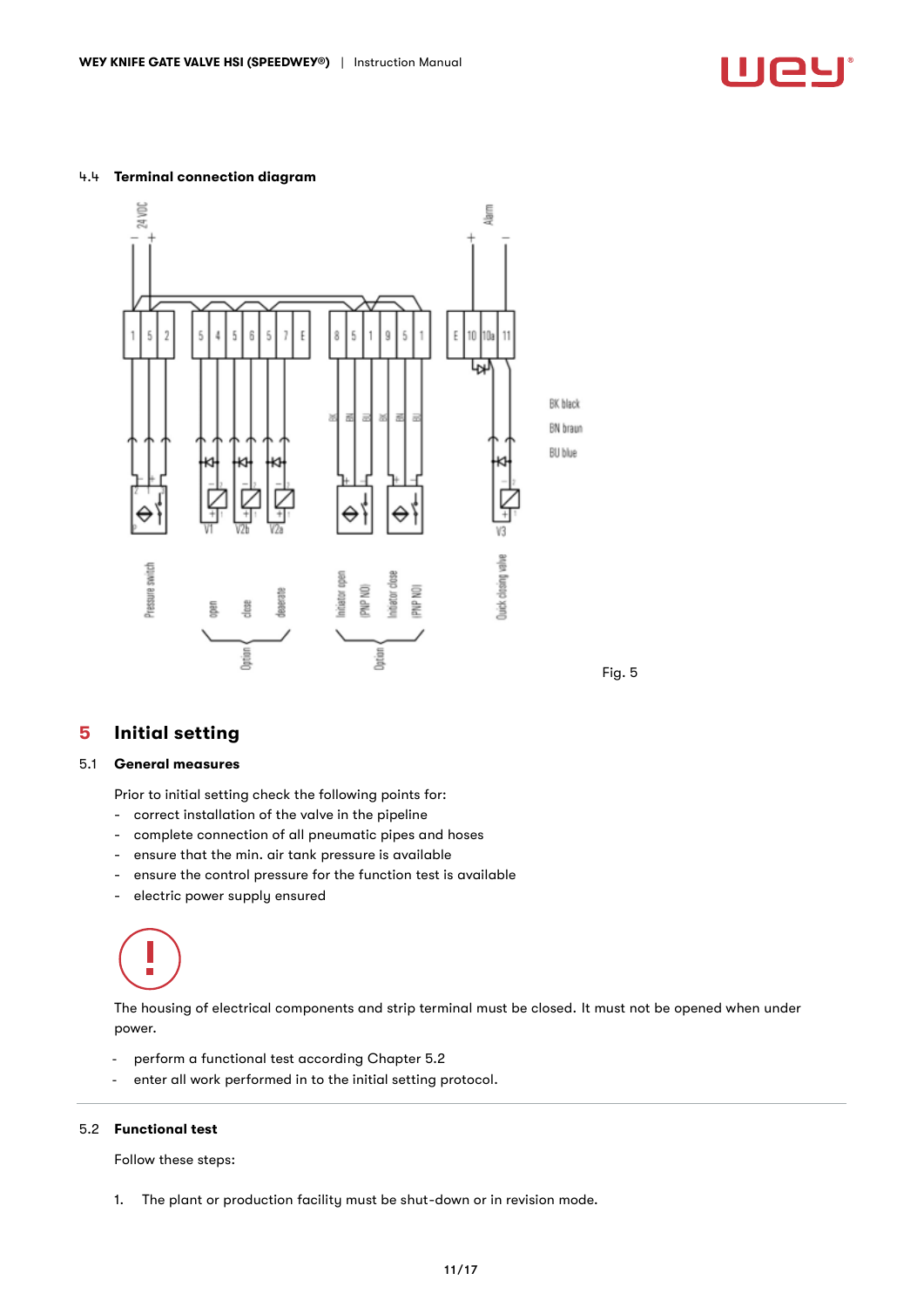### 4.4 Terminal connection diagram

Fig. 5

## 5 Initial setting

### 5.1 General measures

Prior to initial setting check the following points for:

- correct installation of the valve in the pipeline
- complete connection of all pneumatic pipes and hoses
- ensure that the min. air tank pressure is available
- ensure the control pressure for the function test is available
- electric power supply ensured

The housing of electrical components and strip terminal must be closed. It must not be opened when under power.

- perform a functional test according Chapter 5.2
- enter all work performed in to the initial setting protocol.

### 5.2 Functional test

Follow these steps:

1. The plant or production facility must be shut-down or in revision mode.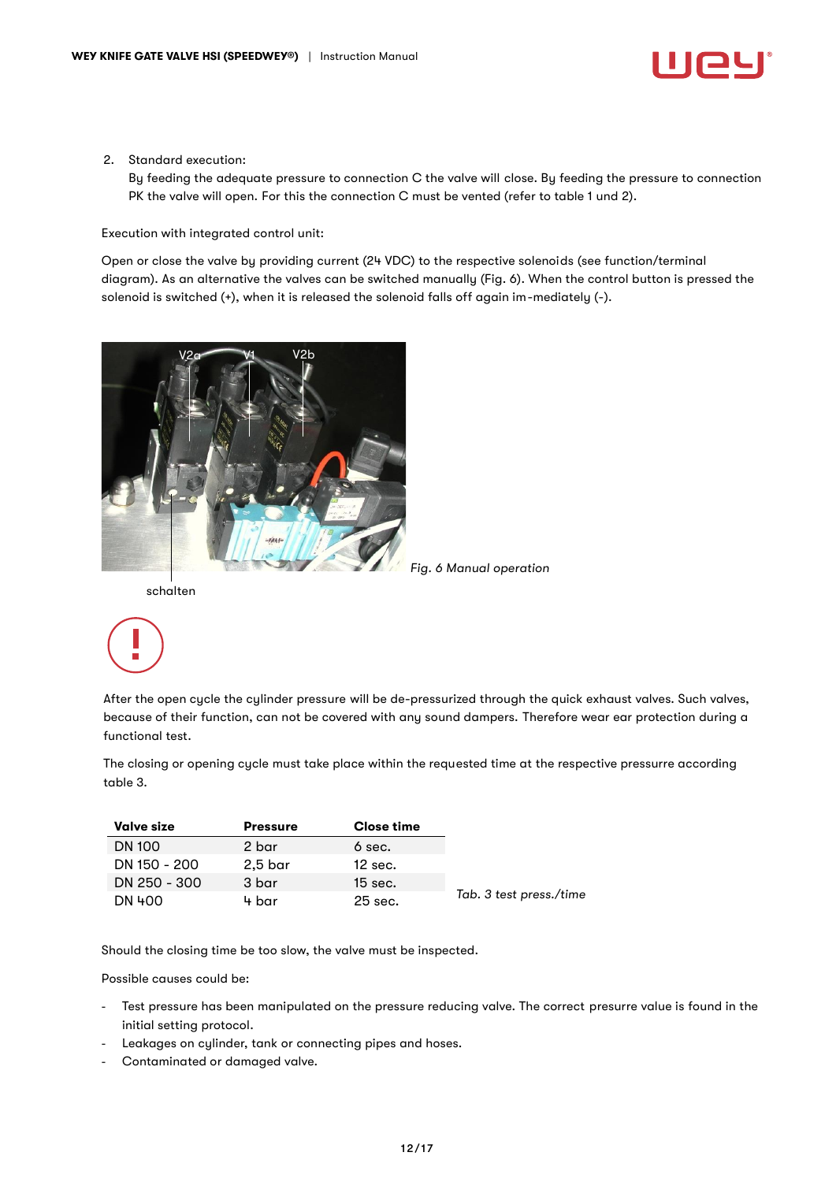2. Standard execution:
   By feeding the adequate pressure to connection C the valve will close. By feeding the pressure to connection PK the valve will open. For this the connection C must be vented (refer to table 1 und 2).

Execution with integrated control unit:

Open or close the valve by providing current (24 VDC) to the respective solenoids (see function/terminal diagram). As an alternative the valves can be switched manually (Fig. 6). When the control button is pressed the solenoid is switched (+), when it is released the solenoid falls off again im-mediately (-).

*Fig. 6 Manual operation*

After the open cycle the cylinder pressure will be de-pressurized through the quick exhaust valves. Such valves, because of their function, can not be covered with any sound dampers. Therefore wear ear protection during a functional test.

The closing or opening cycle must take place within the requested time at the respective pressurre according table 3.

| Valve size | Pressure | Close time |
|---|---|---|
| DN 100 | 2 bar | 6 sec. |
| DN 150 - 200 | 2,5 bar | 12 sec. |
| DN 250 - 300 | 3 bar | 15 sec. |
| DN 400 | 4 bar | 25 sec. |

*Tab. 3 test press./time*

Should the closing time be too slow, the valve must be inspected.

Possible causes could be:

- Test pressure has been manipulated on the pressure reducing valve. The correct presurre value is found in the initial setting protocol.
- Leakages on cylinder, tank or connecting pipes and hoses.
- Contaminated or damaged valve.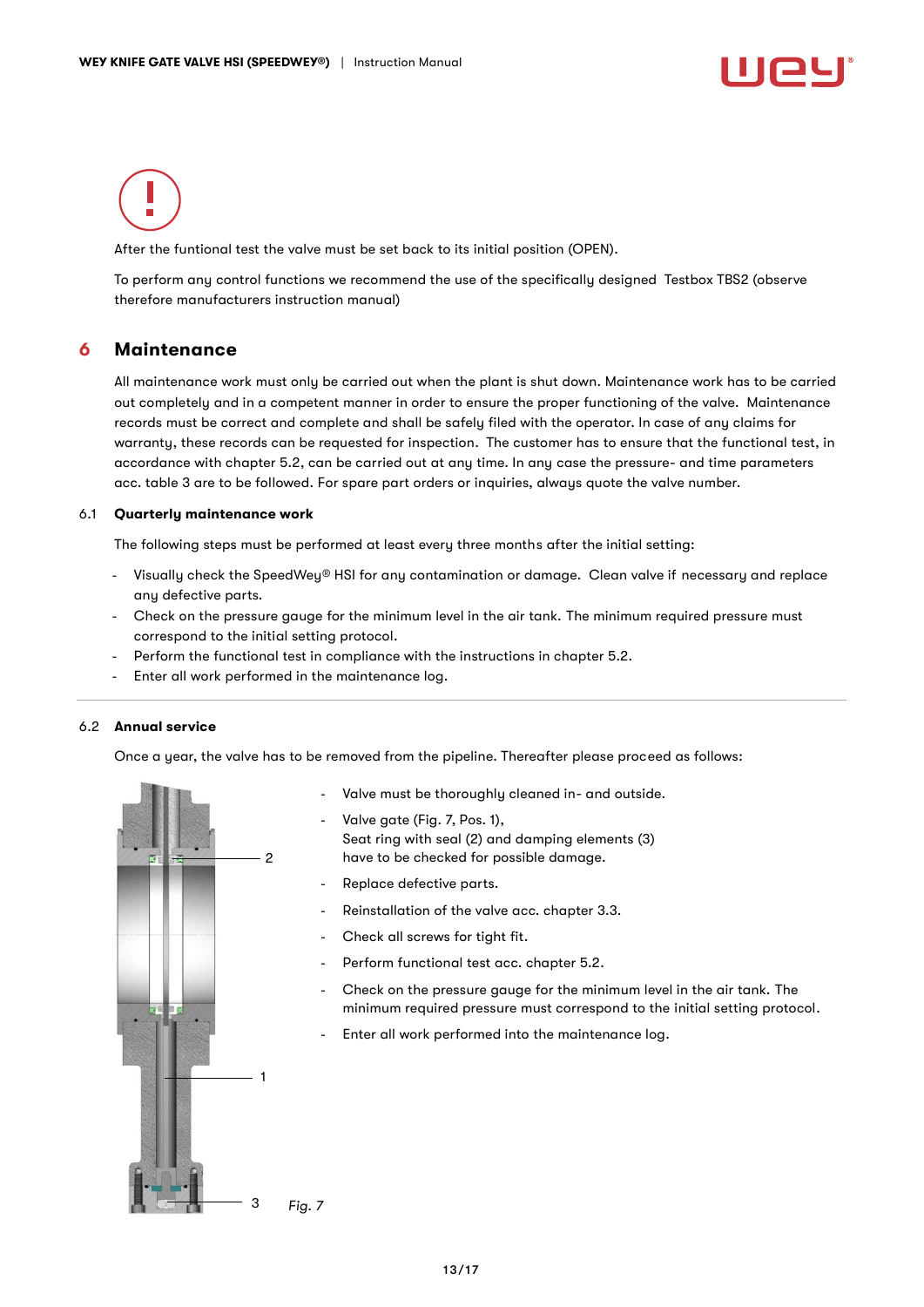After the funtional test the valve must be set back to its initial position (OPEN).

To perform any control functions we recommend the use of the specifically designed Testbox TBS2 (observe therefore manufacturers instruction manual)

## 6 Maintenance

All maintenance work must only be carried out when the plant is shut down. Maintenance work has to be carried out completely and in a competent manner in order to ensure the proper functioning of the valve. Maintenance records must be correct and complete and shall be safely filed with the operator. In case of any claims for warranty, these records can be requested for inspection. The customer has to ensure that the functional test, in accordance with chapter 5.2, can be carried out at any time. In any case the pressure- and time parameters acc. table 3 are to be followed. For spare part orders or inquiries, always quote the valve number.

### 6.1 Quarterly maintenance work

The following steps must be performed at least every three months after the initial setting:

- Visually check the SpeedWey® HSI for any contamination or damage. Clean valve if necessary and replace any defective parts.
- Check on the pressure gauge for the minimum level in the air tank. The minimum required pressure must correspond to the initial setting protocol.
- Perform the functional test in compliance with the instructions in chapter 5.2.
- Enter all work performed in the maintenance log.

### 6.2 Annual service

Once a year, the valve has to be removed from the pipeline. Thereafter please proceed as follows:

- Valve must be thoroughly cleaned in- and outside.
- Valve gate (Fig. 7, Pos. 1), Seat ring with seal (2) and damping elements (3) have to be checked for possible damage.
- Replace defective parts.
- Reinstallation of the valve acc. chapter 3.3.
- Check all screws for tight fit.
- Perform functional test acc. chapter 5.2.
- Check on the pressure gauge for the minimum level in the air tank. The minimum required pressure must correspond to the initial setting protocol.
- Enter all work performed into the maintenance log.

*Fig. 7*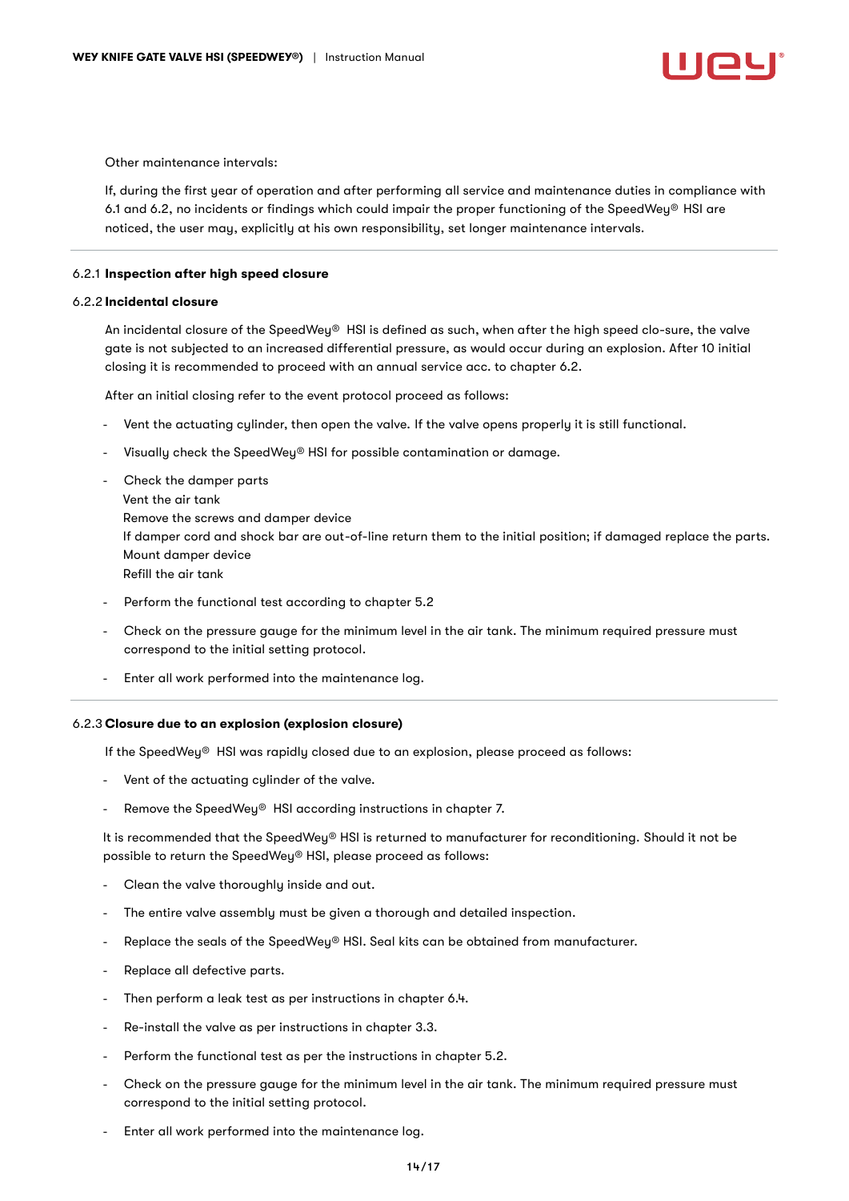Other maintenance intervals:

If, during the first year of operation and after performing all service and maintenance duties in compliance with 6.1 and 6.2, no incidents or findings which could impair the proper functioning of the SpeedWey® HSI are noticed, the user may, explicitly at his own responsibility, set longer maintenance intervals.

---

#### 6.2.1 **Inspection after high speed closure**

#### 6.2.2 **Incidental closure**

An incidental closure of the SpeedWey® HSI is defined as such, when after the high speed clo-sure, the valve gate is not subjected to an increased differential pressure, as would occur during an explosion. After 10 initial closing it is recommended to proceed with an annual service acc. to chapter 6.2.

After an initial closing refer to the event protocol proceed as follows:

- Vent the actuating cylinder, then open the valve. If the valve opens properly it is still functional.
- Visually check the SpeedWey® HSI for possible contamination or damage.
- Check the damper parts
  Vent the air tank
  Remove the screws and damper device
  If damper cord and shock bar are out-of-line return them to the initial position; if damaged replace the parts.
  Mount damper device
  Refill the air tank
- Perform the functional test according to chapter 5.2
- Check on the pressure gauge for the minimum level in the air tank. The minimum required pressure must correspond to the initial setting protocol.
- Enter all work performed into the maintenance log.

---

#### 6.2.3 **Closure due to an explosion (explosion closure)**

If the SpeedWey® HSI was rapidly closed due to an explosion, please proceed as follows:

- Vent of the actuating cylinder of the valve.
- Remove the SpeedWey® HSI according instructions in chapter 7.

It is recommended that the SpeedWey® HSI is returned to manufacturer for reconditioning. Should it not be possible to return the SpeedWey® HSI, please proceed as follows:

- Clean the valve thoroughly inside and out.
- The entire valve assembly must be given a thorough and detailed inspection.
- Replace the seals of the SpeedWey® HSI. Seal kits can be obtained from manufacturer.
- Replace all defective parts.
- Then perform a leak test as per instructions in chapter 6.4.
- Re-install the valve as per instructions in chapter 3.3.
- Perform the functional test as per the instructions in chapter 5.2.
- Check on the pressure gauge for the minimum level in the air tank. The minimum required pressure must correspond to the initial setting protocol.
- Enter all work performed into the maintenance log.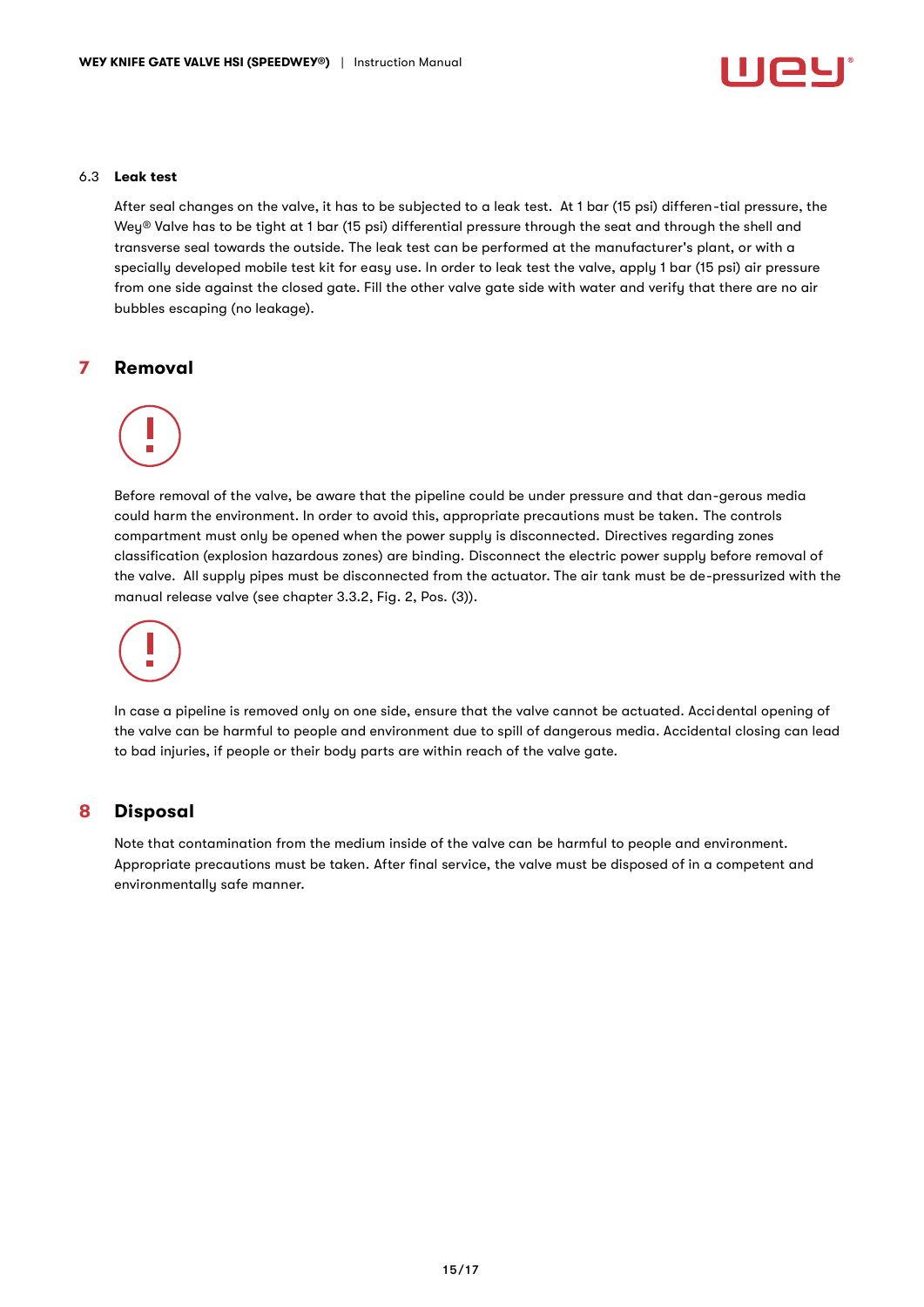6.3 **Leak test**

After seal changes on the valve, it has to be subjected to a leak test. At 1 bar (15 psi) differen-tial pressure, the Wey® Valve has to be tight at 1 bar (15 psi) differential pressure through the seat and through the shell and transverse seal towards the outside. The leak test can be performed at the manufacturer's plant, or with a specially developed mobile test kit for easy use. In order to leak test the valve, apply 1 bar (15 psi) air pressure from one side against the closed gate. Fill the other valve gate side with water and verify that there are no air bubbles escaping (no leakage).

## 7 Removal

Before removal of the valve, be aware that the pipeline could be under pressure and that dan-gerous media could harm the environment. In order to avoid this, appropriate precautions must be taken. The controls compartment must only be opened when the power supply is disconnected. Directives regarding zones classification (explosion hazardous zones) are binding. Disconnect the electric power supply before removal of the valve. All supply pipes must be disconnected from the actuator. The air tank must be de-pressurized with the manual release valve (see chapter 3.3.2, Fig. 2, Pos. (3)).

In case a pipeline is removed only on one side, ensure that the valve cannot be actuated. Accidental opening of the valve can be harmful to people and environment due to spill of dangerous media. Accidental closing can lead to bad injuries, if people or their body parts are within reach of the valve gate.

## 8 Disposal

Note that contamination from the medium inside of the valve can be harmful to people and environment. Appropriate precautions must be taken. After final service, the valve must be disposed of in a competent and environmentally safe manner.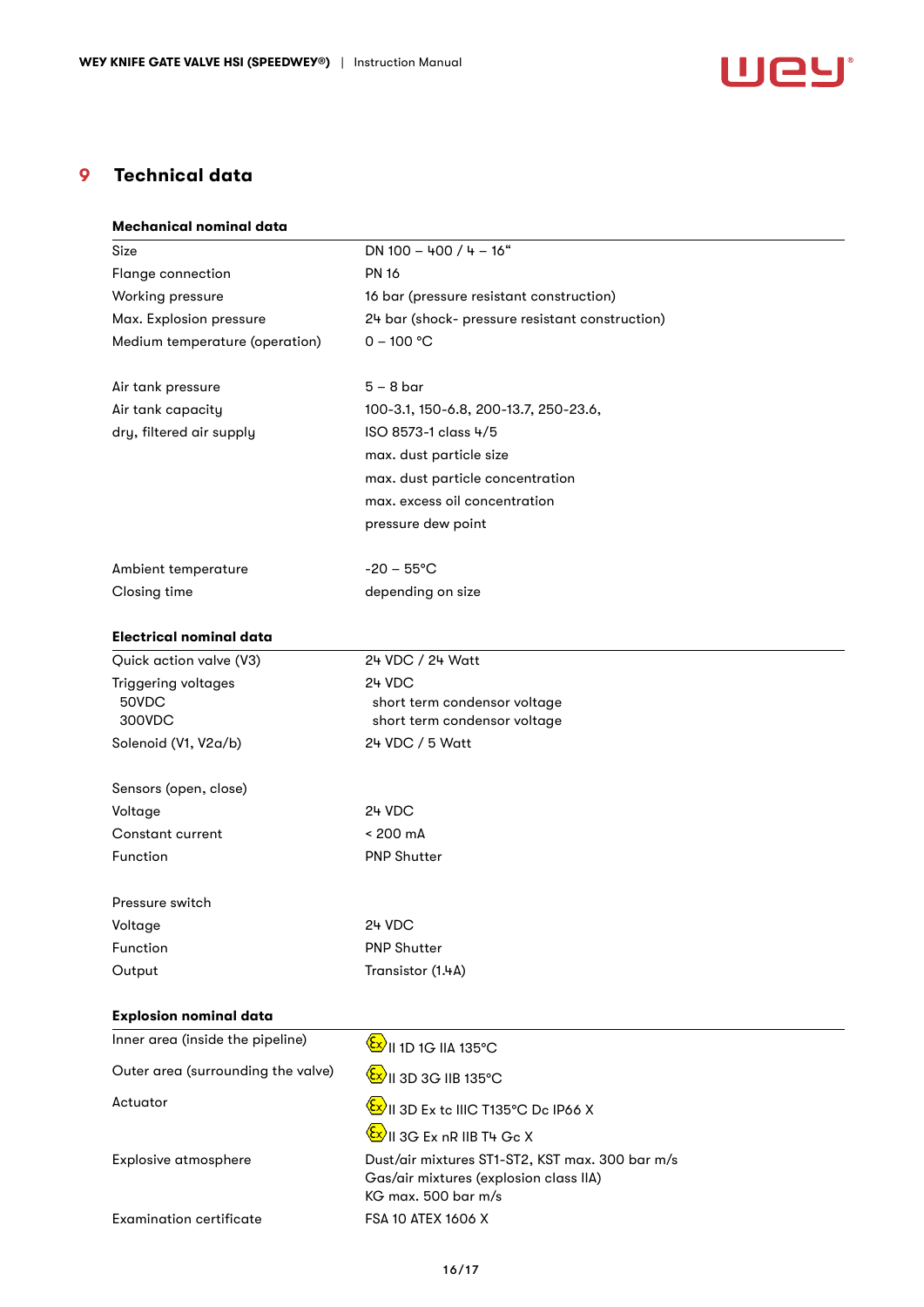# 9 Technical data

### Mechanical nominal data

| | |
|---|---|
| Size | DN 100 – 400 / 4 – 16" |
| Flange connection | PN 16 |
| Working pressure | 16 bar (pressure resistant construction) |
| Max. Explosion pressure | 24 bar (shock- pressure resistant construction) |
| Medium temperature (operation) | 0 – 100 °C |
| | |
| Air tank pressure | 5 – 8 bar |
| Air tank capacity | 100-3.1, 150-6.8, 200-13.7, 250-23.6, |
| dry, filtered air supply | ISO 8573-1 class 4/5 |
| | max. dust particle size |
| | max. dust particle concentration |
| | max. excess oil concentration |
| | pressure dew point |
| | |
| Ambient temperature | -20 – 55°C |
| Closing time | depending on size |

### Electrical nominal data

| | |
|---|---|
| Quick action valve (V3) | 24 VDC / 24 Watt |
| Triggering voltages | 24 VDC |
| 50VDC | short term condensor voltage |
| 300VDC | short term condensor voltage |
| Solenoid (V1, V2a/b) | 24 VDC / 5 Watt |
| | |
| Sensors (open, close) | |
| Voltage | 24 VDC |
| Constant current | < 200 mA |
| Function | PNP Shutter |
| | |
| Pressure switch | |
| Voltage | 24 VDC |
| Function | PNP Shutter |
| Output | Transistor (1.4A) |

### Explosion nominal data

| | |
|---|---|
| Inner area (inside the pipeline) | Ex II 1D 1G IIA 135°C |
| Outer area (surrounding the valve) | Ex II 3D 3G IIB 135°C |
| Actuator | Ex II 3D Ex tc IIIC T135°C Dc IP66 X |
| | Ex II 3G Ex nR IIB T4 Gc X |
| Explosive atmosphere | Dust/air mixtures ST1-ST2, KST max. 300 bar m/s<br>Gas/air mixtures (explosion class IIA)<br>KG max. 500 bar m/s |
| Examination certificate | FSA 10 ATEX 1606 X |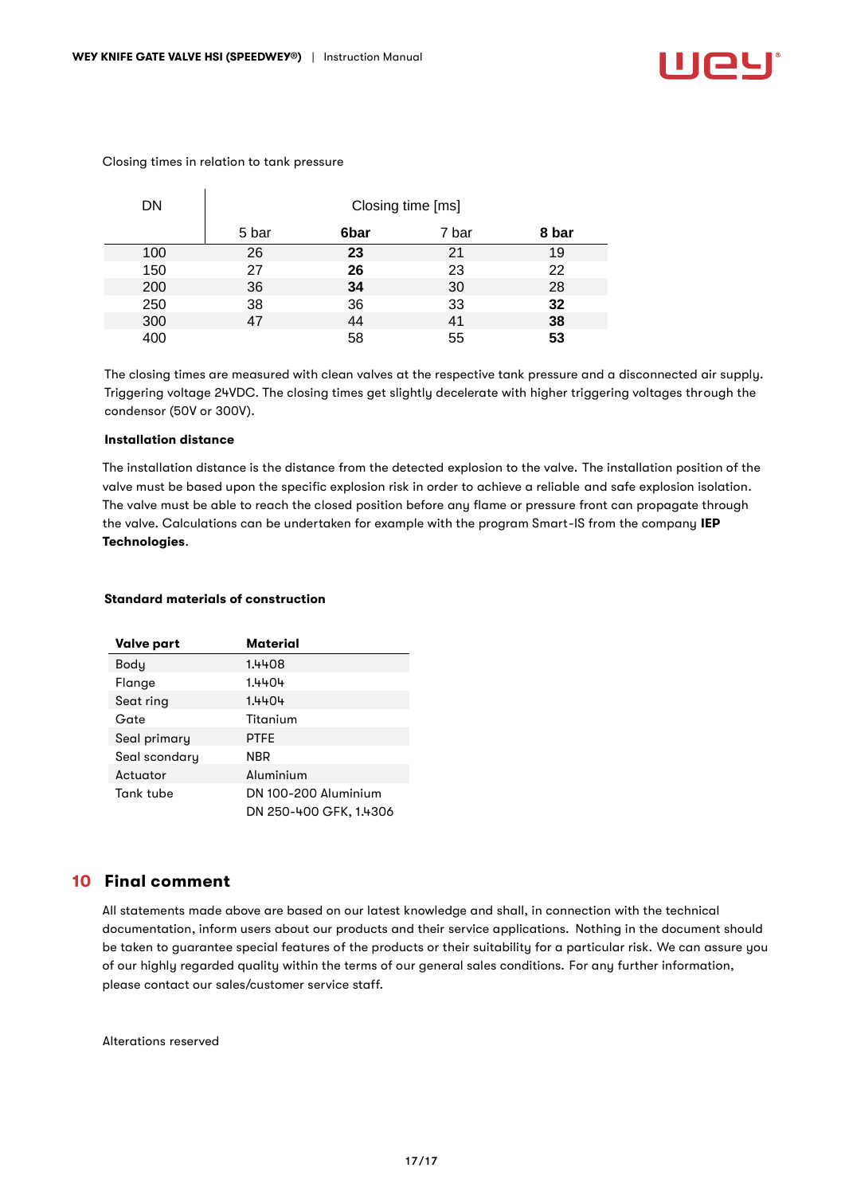Closing times in relation to tank pressure

| DN | Closing time [ms] | | | |
|---|---|---|---|---|
| | 5 bar | **6bar** | 7 bar | **8 bar** |
| 100 | 26 | **23** | 21 | 19 |
| 150 | 27 | **26** | 23 | 22 |
| 200 | 36 | **34** | 30 | 28 |
| 250 | 38 | 36 | 33 | **32** |
| 300 | 47 | 44 | 41 | **38** |
| 400 | | 58 | 55 | **53** |

The closing times are measured with clean valves at the respective tank pressure and a disconnected air supply. Triggering voltage 24VDC. The closing times get slightly decelerate with higher triggering voltages through the condensor (50V or 300V).

**Installation distance**

The installation distance is the distance from the detected explosion to the valve. The installation position of the valve must be based upon the specific explosion risk in order to achieve a reliable and safe explosion isolation. The valve must be able to reach the closed position before any flame or pressure front can propagate through the valve. Calculations can be undertaken for example with the program Smart-IS from the company **IEP Technologies**.

**Standard materials of construction**

| Valve part | Material |
|---|---|
| Body | 1.4408 |
| Flange | 1.4404 |
| Seat ring | 1.4404 |
| Gate | Titanium |
| Seal primary | PTFE |
| Seal scondary | NBR |
| Actuator | Aluminium |
| Tank tube | DN 100-200 Aluminium<br>DN 250-400 GFK, 1.4306 |

## 10 Final comment

All statements made above are based on our latest knowledge and shall, in connection with the technical documentation, inform users about our products and their service applications. Nothing in the document should be taken to guarantee special features of the products or their suitability for a particular risk. We can assure you of our highly regarded quality within the terms of our general sales conditions. For any further information, please contact our sales/customer service staff.

Alterations reserved